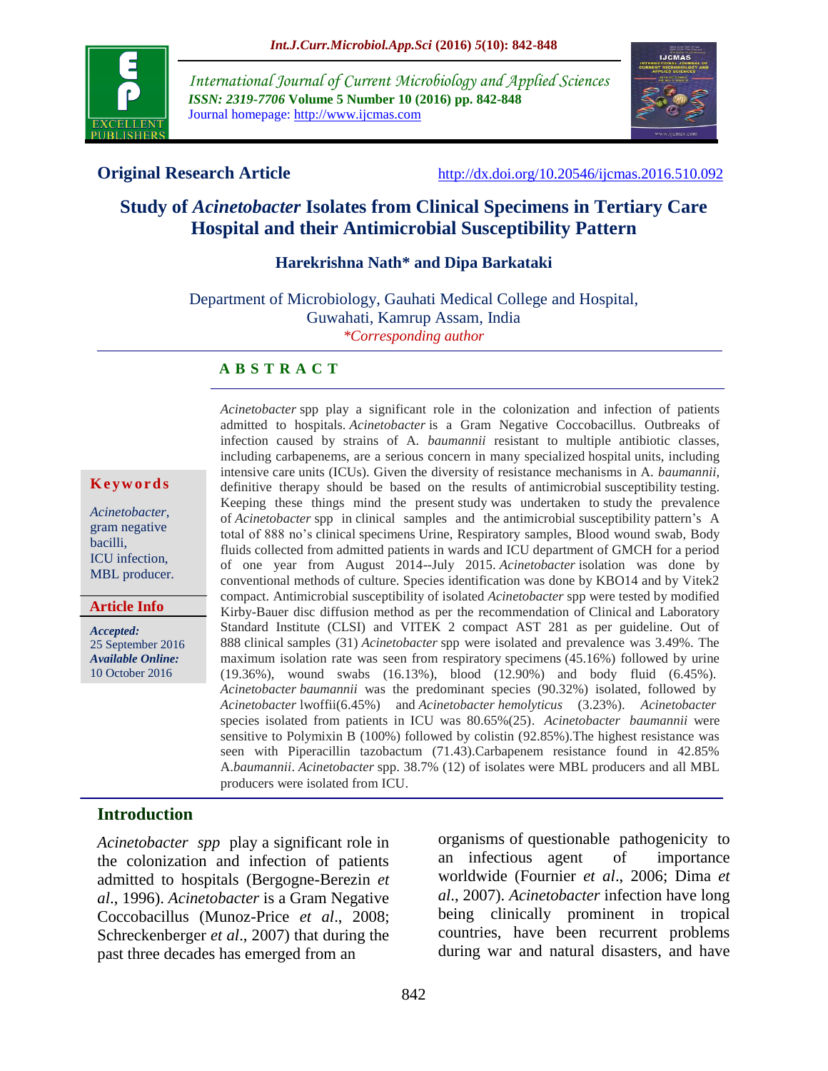**Original Research Article** http://dx.doi.org/10.20546/ijcmas.2016.510.092

# Study of *Acinetobacter* Isolates from Clinical Specimens in Tertiary Care Hospital and their Antimicrobial Susceptibility Pattern

**Harekrishna Nath\* and Dipa Barkataki**

Department of Microbiology, Gauhati Medical College and Hospital, Guwahati, Kamrup Assam, India

*\*Corresponding author*

**Keywords**

*Acinetobacter*, gram negative bacilli, ICU infection, MBL producer.

**Article Info**

***Accepted:*** 25 September 2016
***Available Online:*** 10 October 2016

## ABSTRACT

*Acinetobacter* spp play a significant role in the colonization and infection of patients admitted to hospitals. *Acinetobacter* is a Gram Negative Coccobacillus. Outbreaks of infection caused by strains of A. *baumannii* resistant to multiple antibiotic classes, including carbapenems, are a serious concern in many specialized hospital units, including intensive care units (ICUs). Given the diversity of resistance mechanisms in A. *baumannii*, definitive therapy should be based on the results of antimicrobial susceptibility testing. Keeping these things mind the present study was undertaken to study the prevalence of *Acinetobacter* spp in clinical samples and the antimicrobial susceptibility pattern's A total of 888 no's clinical specimens Urine, Respiratory samples, Blood wound swab, Body fluids collected from admitted patients in wards and ICU department of GMCH for a period of one year from August 2014--July 2015. *Acinetobacter* isolation was done by conventional methods of culture. Species identification was done by KBO14 and by Vitek2 compact. Antimicrobial susceptibility of isolated *Acinetobacter* spp were tested by modified Kirby-Bauer disc diffusion method as per the recommendation of Clinical and Laboratory Standard Institute (CLSI) and VITEK 2 compact AST 281 as per guideline. Out of 888 clinical samples (31) *Acinetobacter* spp were isolated and prevalence was 3.49%. The maximum isolation rate was seen from respiratory specimens (45.16%) followed by urine (19.36%), wound swabs (16.13%), blood (12.90%) and body fluid (6.45%). *Acinetobacter baumannii* was the predominant species (90.32%) isolated, followed by *Acinetobacter* lwoffii(6.45%) and *Acinetobacter hemolyticus* (3.23%). *Acinetobacter* species isolated from patients in ICU was 80.65%(25). *Acinetobacter baumannii* were sensitive to Polymixin B (100%) followed by colistin (92.85%).The highest resistance was seen with Piperacillin tazobactum (71.43).Carbapenem resistance found in 42.85% A.*baumannii*. *Acinetobacter* spp. 38.7% (12) of isolates were MBL producers and all MBL producers were isolated from ICU.

## Introduction

*Acinetobacter spp* play a significant role in the colonization and infection of patients admitted to hospitals (Bergogne-Berezin *et al*., 1996). *Acinetobacter* is a Gram Negative Coccobacillus (Munoz-Price *et al*., 2008; Schreckenberger *et al*., 2007) that during the past three decades has emerged from an organisms of questionable pathogenicity to an infectious agent of importance worldwide (Fournier *et al*., 2006; Dima *et al*., 2007). *Acinetobacter* infection have long being clinically prominent in tropical countries, have been recurrent problems during war and natural disasters, and have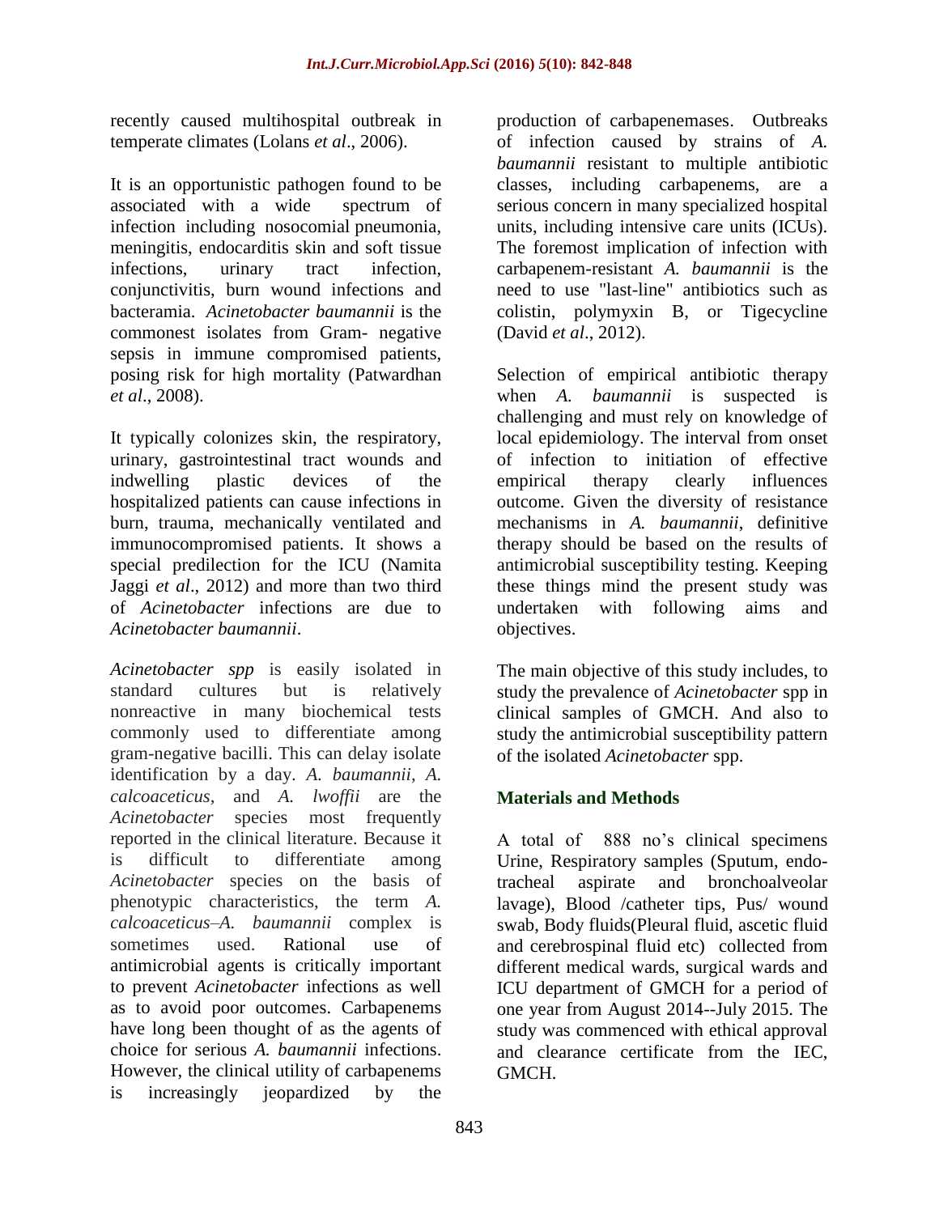recently caused multihospital outbreak in temperate climates (Lolans *et al*., 2006).

It is an opportunistic pathogen found to be associated with a wide spectrum of infection including nosocomial pneumonia, meningitis, endocarditis skin and soft tissue infections, urinary tract infection, conjunctivitis, burn wound infections and bacteramia. *Acinetobacter baumannii* is the commonest isolates from Gram- negative sepsis in immune compromised patients, posing risk for high mortality (Patwardhan *et al*., 2008).

It typically colonizes skin, the respiratory, urinary, gastrointestinal tract wounds and indwelling plastic devices of the hospitalized patients can cause infections in burn, trauma, mechanically ventilated and immunocompromised patients. It shows a special predilection for the ICU (Namita Jaggi *et al*., 2012) and more than two third of *Acinetobacter* infections are due to *Acinetobacter baumannii*.

*Acinetobacter spp* is easily isolated in standard cultures but is relatively nonreactive in many biochemical tests commonly used to differentiate among gram-negative bacilli. This can delay isolate identification by a day. *A. baumannii, A. calcoaceticus,* and *A. lwoffii* are the *Acinetobacter* species most frequently reported in the clinical literature. Because it is difficult to differentiate among *Acinetobacter* species on the basis of phenotypic characteristics, the term *A. calcoaceticus–A. baumannii* complex is sometimes used. Rational use of antimicrobial agents is critically important to prevent *Acinetobacter* infections as well as to avoid poor outcomes. Carbapenems have long been thought of as the agents of choice for serious *A. baumannii* infections. However, the clinical utility of carbapenems is increasingly jeopardized by the production of carbapenemases. Outbreaks of infection caused by strains of *A. baumannii* resistant to multiple antibiotic classes, including carbapenems, are a serious concern in many specialized hospital units, including intensive care units (ICUs). The foremost implication of infection with carbapenem-resistant *A. baumannii* is the need to use "last-line" antibiotics such as colistin, polymyxin B, or Tigecycline (David *et al*., 2012).

Selection of empirical antibiotic therapy when *A. baumannii* is suspected is challenging and must rely on knowledge of local epidemiology. The interval from onset of infection to initiation of effective empirical therapy clearly influences outcome. Given the diversity of resistance mechanisms in *A. baumannii*, definitive therapy should be based on the results of antimicrobial susceptibility testing. Keeping these things mind the present study was undertaken with following aims and objectives.

The main objective of this study includes, to study the prevalence of *Acinetobacter* spp in clinical samples of GMCH. And also to study the antimicrobial susceptibility pattern of the isolated *Acinetobacter* spp.

## Materials and Methods

A total of 888 no's clinical specimens Urine, Respiratory samples (Sputum, endo-tracheal aspirate and bronchoalveolar lavage), Blood /catheter tips, Pus/ wound swab, Body fluids(Pleural fluid, ascetic fluid and cerebrospinal fluid etc) collected from different medical wards, surgical wards and ICU department of GMCH for a period of one year from August 2014--July 2015. The study was commenced with ethical approval and clearance certificate from the IEC, GMCH.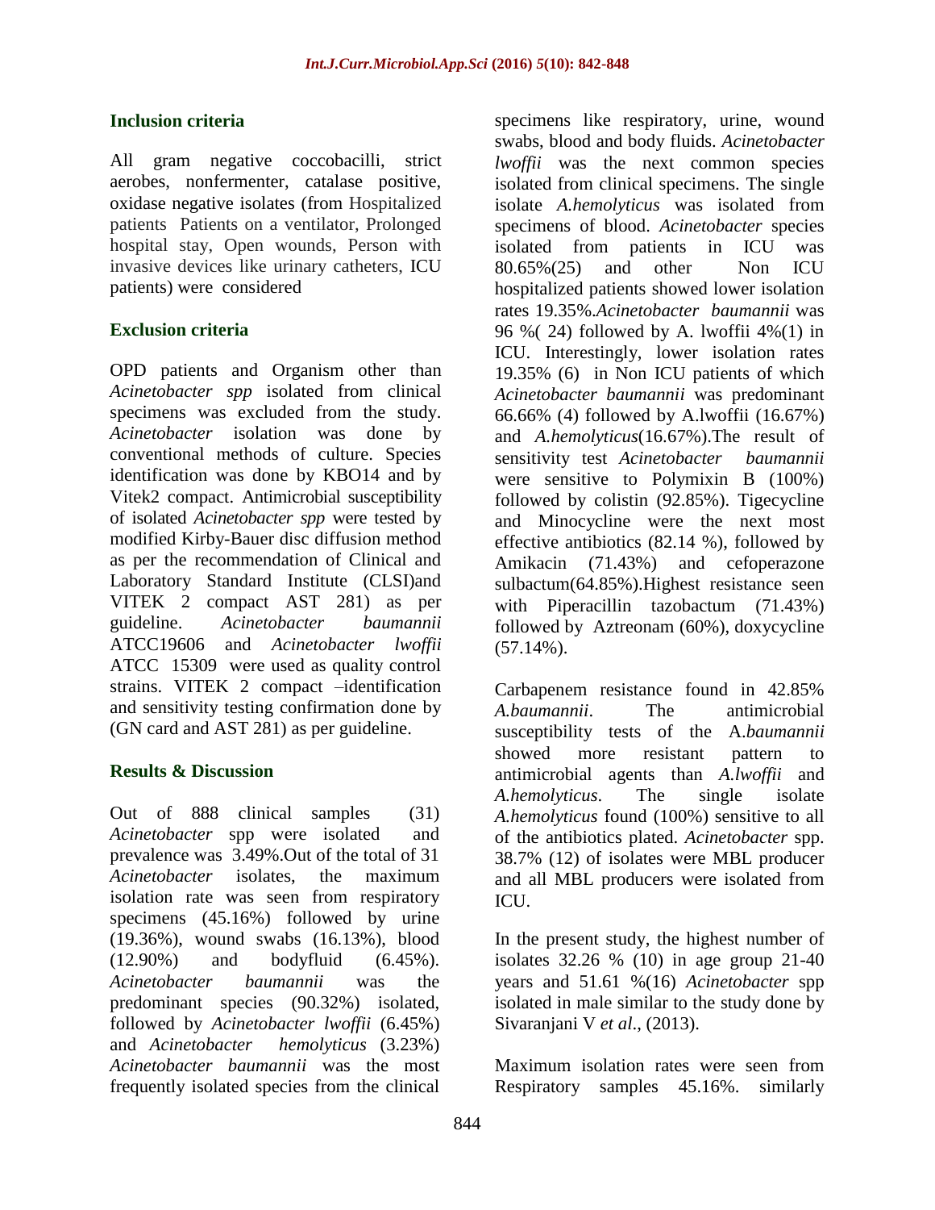### Inclusion criteria

All gram negative coccobacilli, strict aerobes, nonfermenter, catalase positive, oxidase negative isolates (from Hospitalized patients Patients on a ventilator, Prolonged hospital stay, Open wounds, Person with invasive devices like urinary catheters, ICU patients) were considered

### Exclusion criteria

OPD patients and Organism other than *Acinetobacter spp* isolated from clinical specimens was excluded from the study. *Acinetobacter* isolation was done by conventional methods of culture. Species identification was done by KBO14 and by Vitek2 compact. Antimicrobial susceptibility of isolated *Acinetobacter spp* were tested by modified Kirby-Bauer disc diffusion method as per the recommendation of Clinical and Laboratory Standard Institute (CLSI)and VITEK 2 compact AST 281) as per guideline. *Acinetobacter baumannii* ATCC19606 and *Acinetobacter lwoffii* ATCC 15309 were used as quality control strains. VITEK 2 compact –identification and sensitivity testing confirmation done by (GN card and AST 281) as per guideline.

## Results & Discussion

Out of 888 clinical samples (31) *Acinetobacter* spp were isolated and prevalence was 3.49%.Out of the total of 31 *Acinetobacter* isolates, the maximum isolation rate was seen from respiratory specimens (45.16%) followed by urine (19.36%), wound swabs (16.13%), blood (12.90%) and bodyfluid (6.45%). *Acinetobacter baumannii* was the predominant species (90.32%) isolated, followed by *Acinetobacter lwoffii* (6.45%) and *Acinetobacter hemolyticus* (3.23%) *Acinetobacter baumannii* was the most frequently isolated species from the clinical specimens like respiratory, urine, wound swabs, blood and body fluids. *Acinetobacter lwoffii* was the next common species isolated from clinical specimens. The single isolate *A.hemolyticus* was isolated from specimens of blood. *Acinetobacter* species isolated from patients in ICU was 80.65%(25) and other Non ICU hospitalized patients showed lower isolation rates 19.35%.*Acinetobacter baumannii* was 96 %( 24) followed by A. lwoffii 4%(1) in ICU. Interestingly, lower isolation rates 19.35% (6) in Non ICU patients of which *Acinetobacter baumannii* was predominant 66.66% (4) followed by A.lwoffii (16.67%) and *A.hemolyticus*(16.67%).The result of sensitivity test *Acinetobacter baumannii* were sensitive to Polymixin B (100%) followed by colistin (92.85%). Tigecycline and Minocycline were the next most effective antibiotics (82.14 %), followed by Amikacin (71.43%) and cefoperazone sulbactum(64.85%).Highest resistance seen with Piperacillin tazobactum (71.43%) followed by Aztreonam (60%), doxycycline (57.14%).

Carbapenem resistance found in 42.85% *A.baumannii*. The antimicrobial susceptibility tests of the A.*baumannii* showed more resistant pattern to antimicrobial agents than *A.lwoffii* and *A.hemolyticus*. The single isolate *A.hemolyticus* found (100%) sensitive to all of the antibiotics plated. *Acinetobacter* spp. 38.7% (12) of isolates were MBL producer and all MBL producers were isolated from ICU.

In the present study, the highest number of isolates 32.26 % (10) in age group 21-40 years and 51.61 %(16) *Acinetobacter* spp isolated in male similar to the study done by Sivaranjani V *et al*., (2013).

Maximum isolation rates were seen from Respiratory samples 45.16%. similarly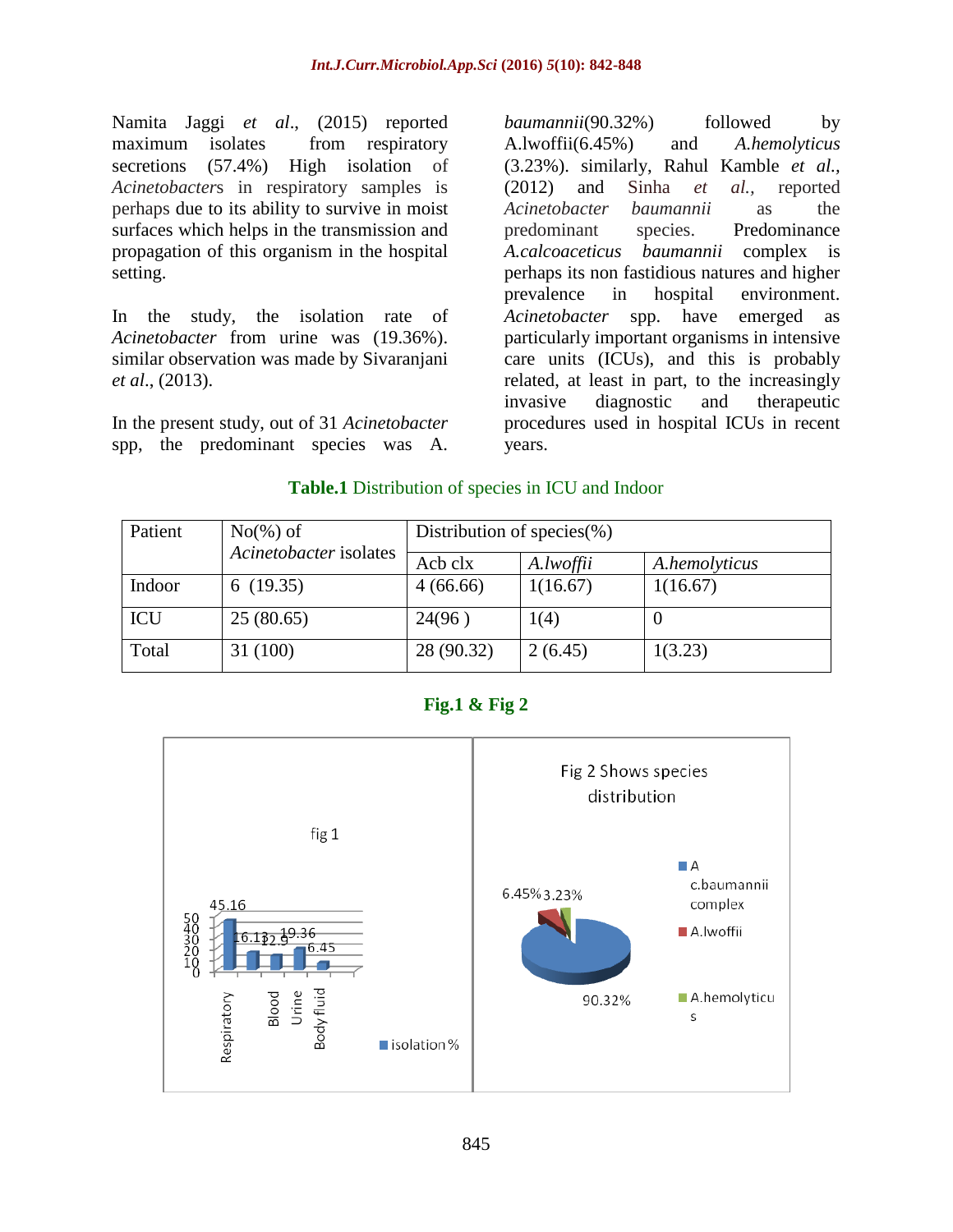Namita Jaggi *et al*., (2015) reported maximum isolates from respiratory secretions (57.4%) High isolation of *Acinetobacters* in respiratory samples is perhaps due to its ability to survive in moist surfaces which helps in the transmission and propagation of this organism in the hospital setting.

In the study, the isolation rate of *Acinetobacter* from urine was (19.36%). similar observation was made by Sivaranjani *et al*., (2013).

In the present study, out of 31 *Acinetobacter* spp, the predominant species was A. *baumannii*(90.32%) followed by A.lwoffii(6.45%) and *A.hemolyticus* (3.23%). similarly, Rahul Kamble *et al.*, (2012) and Sinha *et al.*, reported *Acinetobacter baumannii* as the predominant species. Predominance *A.calcoaceticus baumannii* complex is perhaps its non fastidious natures and higher prevalence in hospital environment. *Acinetobacter* spp. have emerged as particularly important organisms in intensive care units (ICUs), and this is probably related, at least in part, to the increasingly invasive diagnostic and therapeutic procedures used in hospital ICUs in recent years.

**Table.1** Distribution of species in ICU and Indoor

| Patient | No(%) of *Acinetobacter* isolates | Distribution of species(%) | | |
|---|---|---|---|---|
| | | Acb clx | *A.lwoffii* | *A.hemolyticus* |
| Indoor | 6 (19.35) | 4 (66.66) | 1(16.67) | 1(16.67) |
| ICU | 25 (80.65) | 24(96 ) | 1(4) | 0 |
| Total | 31 (100) | 28 (90.32) | 2 (6.45) | 1(3.23) |

**Fig.1 & Fig 2**

fig 1

| | Respiratory | | Blood | Urine | Body fluid |
|---|---|---|---|---|---|
| isolation % | 45.16 | 16.13 | 12.9 | 19.36 | 6.45 |

Fig 2 Shows species distribution

- A c.baumannii complex: 90.32%
- A.lwoffii: 6.45%
- A.hemolyticus: 3.23%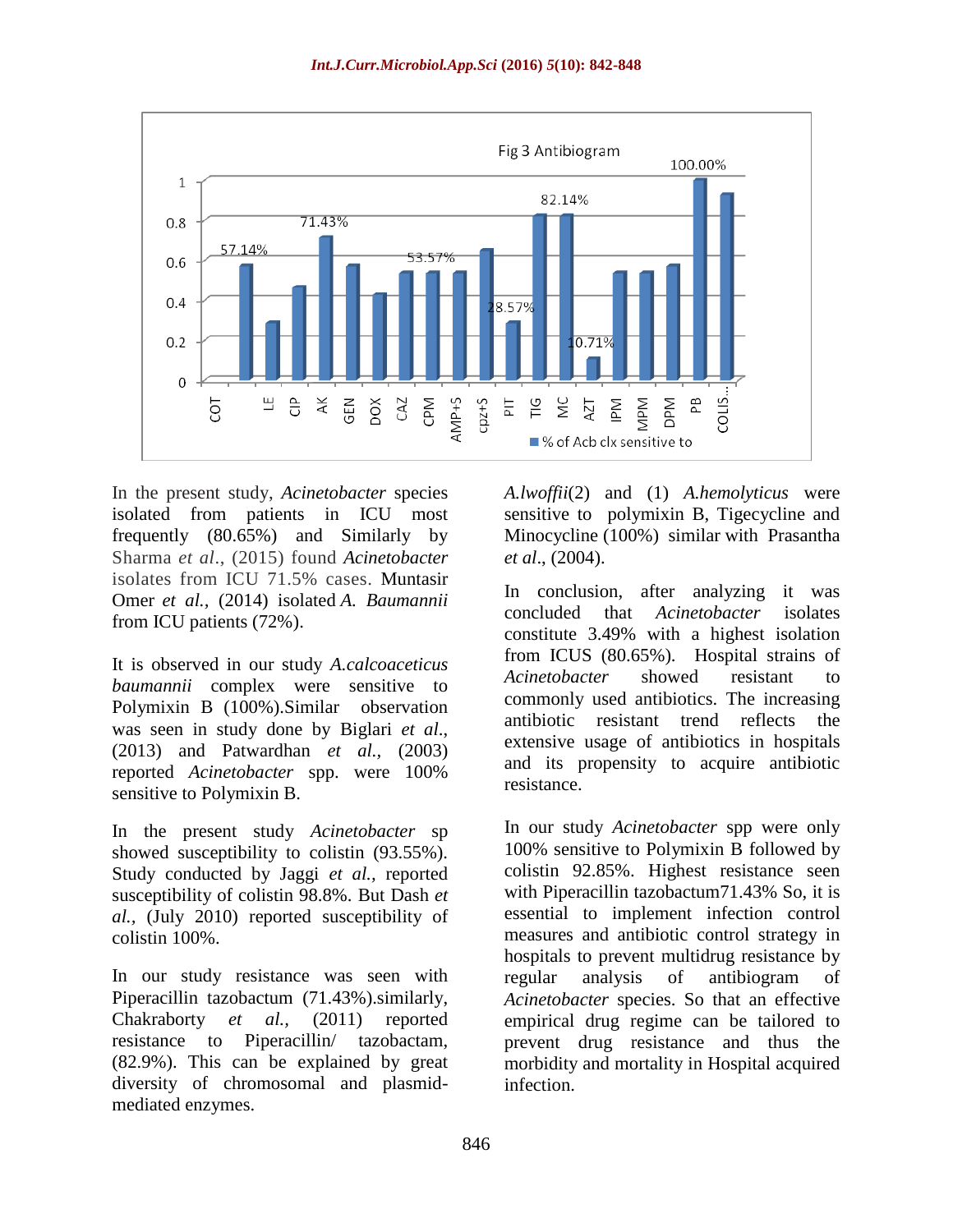Fig 3 Antibiogram

In the present study, *Acinetobacter* species isolated from patients in ICU most frequently (80.65%) and Similarly by Sharma *et al*., (2015) found *Acinetobacter* isolates from ICU 71.5% cases. Muntasir Omer *et al.,* (2014) isolated *A. Baumannii* from ICU patients (72%).

It is observed in our study *A.calcoaceticus baumannii* complex were sensitive to Polymixin B (100%).Similar observation was seen in study done by Biglari *et al.,* (2013) and Patwardhan *et al.,* (2003) reported *Acinetobacter* spp. were 100% sensitive to Polymixin B.

In the present study *Acinetobacter* sp showed susceptibility to colistin (93.55%). Study conducted by Jaggi *et al.,* reported susceptibility of colistin 98.8%. But Dash *et al.,* (July 2010) reported susceptibility of colistin 100%.

In our study resistance was seen with Piperacillin tazobactum (71.43%).similarly, Chakraborty *et al.,* (2011) reported resistance to Piperacillin/ tazobactam, (82.9%). This can be explained by great diversity of chromosomal and plasmid-mediated enzymes.

*A.lwoffii*(2) and (1) *A.hemolyticus* were sensitive to polymixin B, Tigecycline and Minocycline (100%) similar with Prasantha *et al*., (2004).

In conclusion, after analyzing it was concluded that *Acinetobacter* isolates constitute 3.49% with a highest isolation from ICUS (80.65%). Hospital strains of *Acinetobacter* showed resistant to commonly used antibiotics. The increasing antibiotic resistant trend reflects the extensive usage of antibiotics in hospitals and its propensity to acquire antibiotic resistance.

In our study *Acinetobacter* spp were only 100% sensitive to Polymixin B followed by colistin 92.85%. Highest resistance seen with Piperacillin tazobactum71.43% So, it is essential to implement infection control measures and antibiotic control strategy in hospitals to prevent multidrug resistance by regular analysis of antibiogram of *Acinetobacter* species. So that an effective empirical drug regime can be tailored to prevent drug resistance and thus the morbidity and mortality in Hospital acquired infection.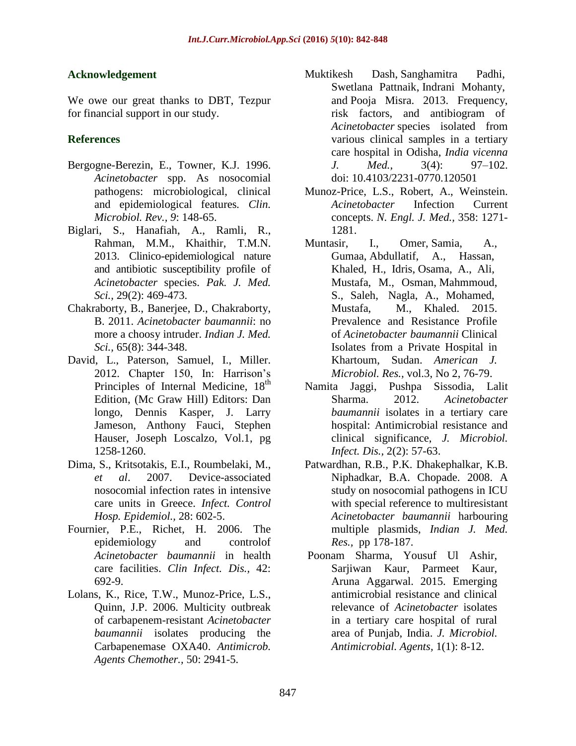## Acknowledgement

We owe our great thanks to DBT, Tezpur for financial support in our study.

## References

Bergogne-Berezin, E., Towner, K.J. 1996. *Acinetobacter* spp. As nosocomial pathogens: microbiological, clinical and epidemiological features. *Clin. Microbiol. Rev., 9*: 148-65.

Biglari, S., Hanafiah, A., Ramli, R., Rahman, M.M., Khaithir, T.M.N. 2013. Clinico-epidemiological nature and antibiotic susceptibility profile of *Acinetobacter* species. *Pak. J. Med. Sci.*, 29(2): 469-473.

Chakraborty, B., Banerjee, D., Chakraborty, B. 2011. *Acinetobacter baumannii*: no more a choosy intruder. *Indian J. Med. Sci.*, 65(8): 344-348.

David, L., Paterson, Samuel, I., Miller. 2012. Chapter 150, In: Harrison's Principles of Internal Medicine, 18th Edition, (Mc Graw Hill) Editors: Dan longo, Dennis Kasper, J. Larry Jameson, Anthony Fauci, Stephen Hauser, Joseph Loscalzo, Vol.1, pg 1258-1260.

Dima, S., Kritsotakis, E.I., Roumbelaki, M., *et al*. 2007. Device-associated nosocomial infection rates in intensive care units in Greece. *Infect. Control Hosp. Epidemiol.*, 28: 602-5.

Fournier, P.E., Richet, H. 2006. The epidemiology and controlof *Acinetobacter baumannii* in health care facilities. *Clin Infect. Dis.*, 42: 692-9.

Lolans, K., Rice, T.W., Munoz-Price, L.S., Quinn, J.P. 2006. Multicity outbreak of carbapenem-resistant *Acinetobacter baumannii* isolates producing the Carbapenemase OXA40. *Antimicrob. Agents Chemother.*, 50: 2941-5.

Muktikesh Dash, Sanghamitra Padhi, Swetlana Pattnaik, Indrani Mohanty, and Pooja Misra. 2013. Frequency, risk factors, and antibiogram of *Acinetobacter* species isolated from various clinical samples in a tertiary care hospital in Odisha, *India vicenna J. Med.*, 3(4): 97–102. doi: 10.4103/2231-0770.120501

Munoz-Price, L.S., Robert, A., Weinstein. *Acinetobacter* Infection Current concepts. *N. Engl. J. Med.*, 358: 1271-1281.

Muntasir, I., Omer, Samia, A., Gumaa, Abdullatif, A., Hassan, Khaled, H., Idris, Osama, A., Ali, Mustafa, M., Osman, Mahmmoud, S., Saleh, Nagla, A., Mohamed, Mustafa, M., Khaled. 2015. Prevalence and Resistance Profile of *Acinetobacter baumannii* Clinical Isolates from a Private Hospital in Khartoum, Sudan. *American J. Microbiol. Res.*, vol.3, No 2, 76-79.

Namita Jaggi, Pushpa Sissodia, Lalit Sharma. 2012. *Acinetobacter baumannii* isolates in a tertiary care hospital: Antimicrobial resistance and clinical significance, *J. Microbiol. Infect. Dis.*, 2(2): 57-63.

Patwardhan, R.B., P.K. Dhakephalkar, K.B. Niphadkar, B.A. Chopade. 2008. A study on nosocomial pathogens in ICU with special reference to multiresistant *Acinetobacter baumannii* harbouring multiple plasmids, *Indian J. Med. Res.*, pp 178-187.

Poonam Sharma, Yousuf Ul Ashir, Sarjiwan Kaur, Parmeet Kaur, Aruna Aggarwal. 2015. Emerging antimicrobial resistance and clinical relevance of *Acinetobacter* isolates in a tertiary care hospital of rural area of Punjab, India. *J. Microbiol. Antimicrobial. Agents*, 1(1): 8-12.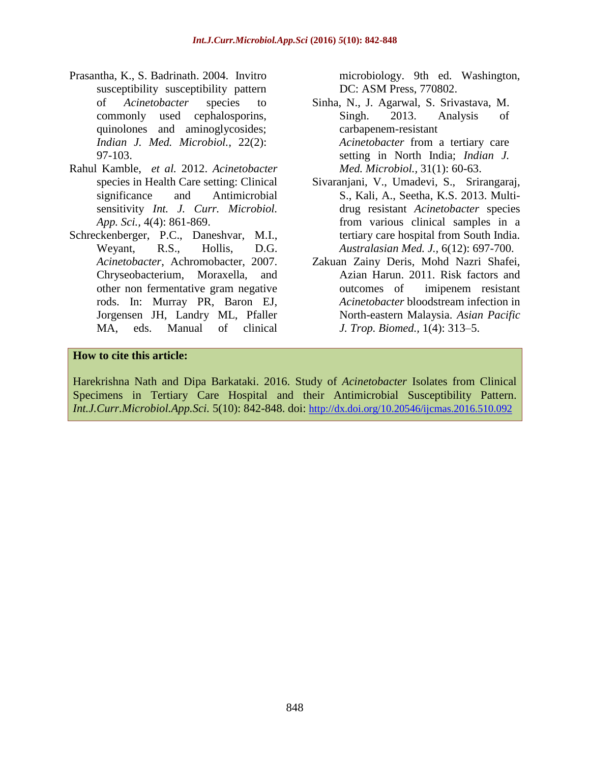Prasantha, K., S. Badrinath. 2004. Invitro susceptibility susceptibility pattern of *Acinetobacter* species to commonly used cephalosporins, quinolones and aminoglycosides; *Indian J. Med. Microbiol.,* 22(2): 97-103.

Rahul Kamble, *et al.* 2012. *Acinetobacter* species in Health Care setting: Clinical significance and Antimicrobial sensitivity *Int. J. Curr. Microbiol. App. Sci.,* 4(4): 861-869.

Schreckenberger, P.C., Daneshvar, M.I., Weyant, R.S., Hollis, D.G. *Acinetobacter*, Achromobacter, 2007. Chryseobacterium, Moraxella, and other non fermentative gram negative rods. In: Murray PR, Baron EJ, Jorgensen JH, Landry ML, Pfaller MA, eds. Manual of clinical microbiology. 9th ed. Washington, DC: ASM Press, 770802.

Sinha, N., J. Agarwal, S. Srivastava, M. Singh. 2013. Analysis of carbapenem-resistant *Acinetobacter* from a tertiary care setting in North India; *Indian J. Med. Microbiol.,* 31(1): 60-63.

Sivaranjani, V., Umadevi, S., Srirangaraj, S., Kali, A., Seetha, K.S. 2013. Multi-drug resistant *Acinetobacter* species from various clinical samples in a tertiary care hospital from South India. *Australasian Med. J.*, 6(12): 697-700.

Zakuan Zainy Deris, Mohd Nazri Shafei, Azian Harun. 2011. Risk factors and outcomes of imipenem resistant *Acinetobacter* bloodstream infection in North-eastern Malaysia. *Asian Pacific J. Trop. Biomed.,* 1(4): 313–5.

**How to cite this article:**

Harekrishna Nath and Dipa Barkataki. 2016. Study of *Acinetobacter* Isolates from Clinical Specimens in Tertiary Care Hospital and their Antimicrobial Susceptibility Pattern. *Int.J.Curr.Microbiol.App.Sci.* 5(10): 842-848. doi: http://dx.doi.org/10.20546/ijcmas.2016.510.092